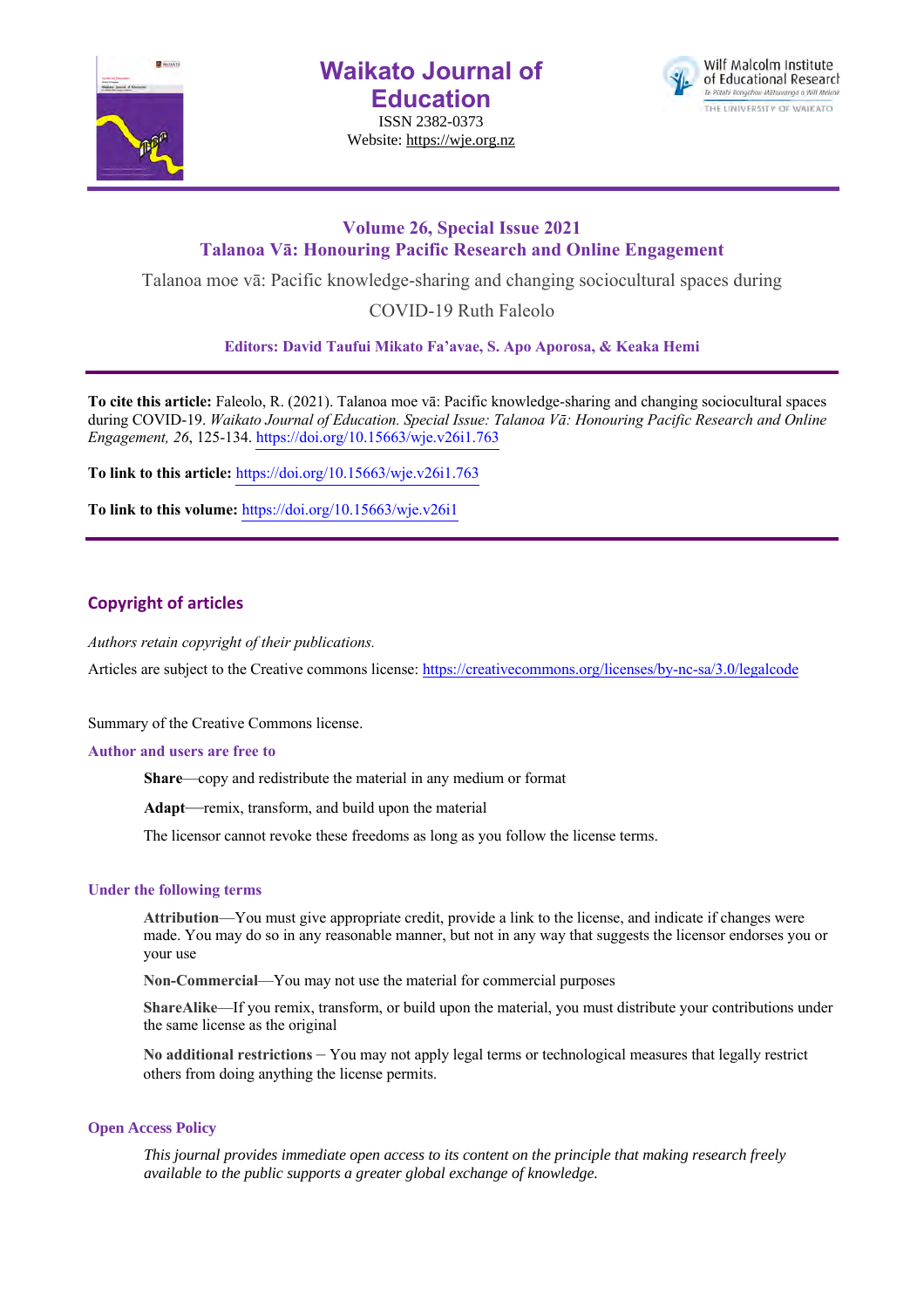# Waikato Journal of Education

ISSN 2382-0373
Website: https://wje.org.nz

Wilf Malcolm Institute of Educational Research
Te Pātahi Rangahau Mātauranga o Wilf Malcolm
THE UNIVERSITY OF WAIKATO

## Volume 26, Special Issue 2021
## Talanoa Vā: Honouring Pacific Research and Online Engagement

Talanoa moe vā: Pacific knowledge-sharing and changing sociocultural spaces during COVID-19 Ruth Faleolo

**Editors: David Taufui Mikato Fa'avae, S. Apo Aporosa, & Keaka Hemi**

**To cite this article:** Faleolo, R. (2021). Talanoa moe vā: Pacific knowledge-sharing and changing sociocultural spaces during COVID-19. *Waikato Journal of Education. Special Issue: Talanoa Vā: Honouring Pacific Research and Online Engagement, 26*, 125-134. https://doi.org/10.15663/wje.v26i1.763

**To link to this article:** https://doi.org/10.15663/wje.v26i1.763

**To link to this volume:** https://doi.org/10.15663/wje.v26i1

## Copyright of articles

*Authors retain copyright of their publications.*

Articles are subject to the Creative commons license: https://creativecommons.org/licenses/by-nc-sa/3.0/legalcode

Summary of the Creative Commons license.

### Author and users are free to

**Share**—copy and redistribute the material in any medium or format

**Adapt**—remix, transform, and build upon the material

The licensor cannot revoke these freedoms as long as you follow the license terms.

### Under the following terms

**Attribution**—You must give appropriate credit, provide a link to the license, and indicate if changes were made. You may do so in any reasonable manner, but not in any way that suggests the licensor endorses you or your use

**Non-Commercial**—You may not use the material for commercial purposes

**ShareAlike**—If you remix, transform, or build upon the material, you must distribute your contributions under the same license as the original

**No additional restrictions** – You may not apply legal terms or technological measures that legally restrict others from doing anything the license permits.

### Open Access Policy

*This journal provides immediate open access to its content on the principle that making research freely available to the public supports a greater global exchange of knowledge.*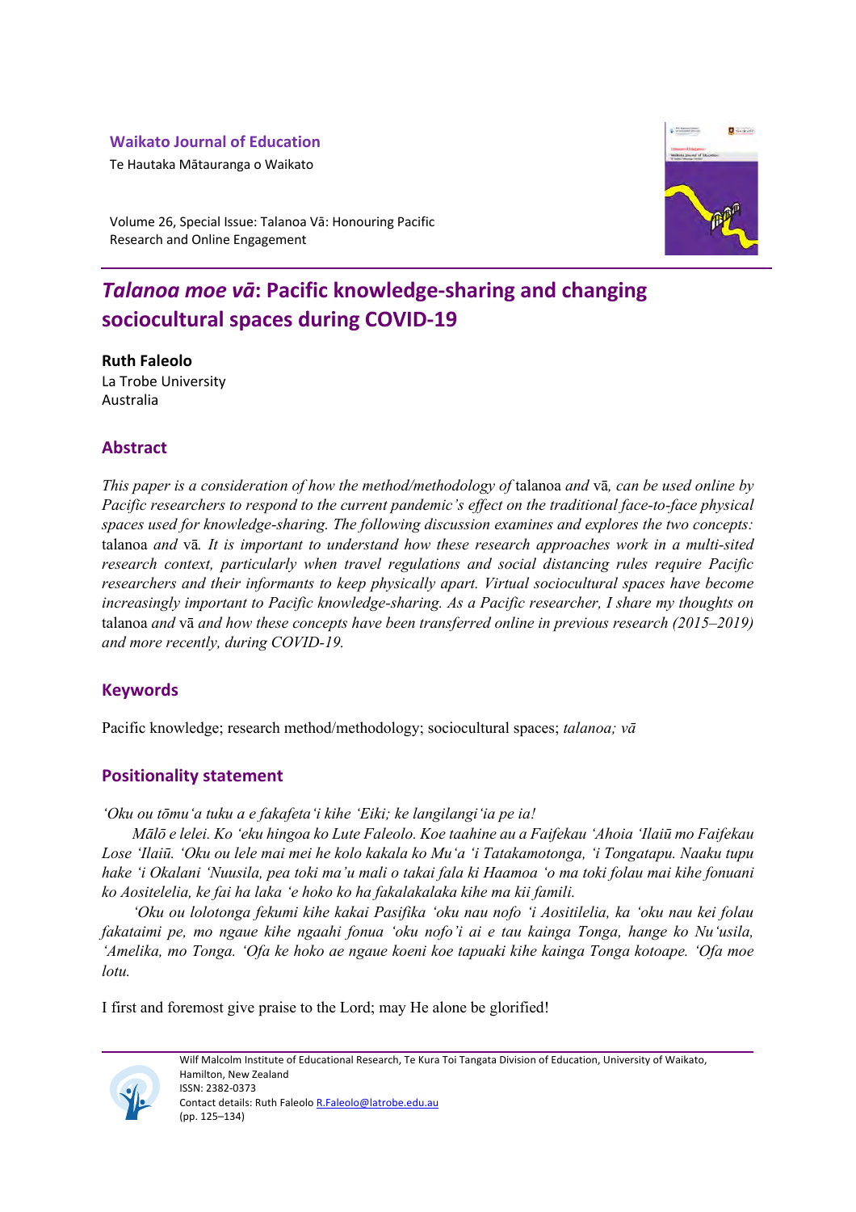Waikato Journal of Education

Te Hautaka Mātauranga o Waikato

Volume 26, Special Issue: Talanoa Vā: Honouring Pacific Research and Online Engagement

# *Talanoa moe vā*: Pacific knowledge-sharing and changing sociocultural spaces during COVID-19

**Ruth Faleolo**
La Trobe University
Australia

## Abstract

*This paper is a consideration of how the method/methodology of* talanoa *and* vā*, can be used online by Pacific researchers to respond to the current pandemic's effect on the traditional face-to-face physical spaces used for knowledge-sharing. The following discussion examines and explores the two concepts:* talanoa *and* vā*. It is important to understand how these research approaches work in a multi-sited research context, particularly when travel regulations and social distancing rules require Pacific researchers and their informants to keep physically apart. Virtual sociocultural spaces have become increasingly important to Pacific knowledge-sharing. As a Pacific researcher, I share my thoughts on* talanoa *and* vā *and how these concepts have been transferred online in previous research (2015–2019) and more recently, during COVID-19.*

## Keywords

Pacific knowledge; research method/methodology; sociocultural spaces; *talanoa; vā*

## Positionality statement

*'Oku ou tōmu'a tuku a e fakafeta'i kihe 'Eiki; ke langilangi'ia pe ia!*

*Mālō e lelei. Ko 'eku hingoa ko Lute Faleolo. Koe taahine au a Faifekau 'Ahoia 'Ilaiū mo Faifekau Lose 'Ilaiū. 'Oku ou lele mai mei he kolo kakala ko Mu'a 'i Tatakamotonga, 'i Tongatapu. Naaku tupu hake 'i Okalani 'Nuusila, pea toki ma'u mali o takai fala ki Haamoa 'o ma toki folau mai kihe fonuani ko Aositelelia, ke fai ha laka 'e hoko ko ha fakalakalaka kihe ma kii famili.*

*'Oku ou lolotonga fekumi kihe kakai Pasifika 'oku nau nofo 'i Aositilelia, ka 'oku nau kei folau fakataimi pe, mo ngaue kihe ngaahi fonua 'oku nofo'i ai e tau kainga Tonga, hange ko Nu'usila, 'Amelika, mo Tonga. 'Ofa ke hoko ae ngaue koeni koe tapuaki kihe kainga Tonga kotoape. 'Ofa moe lotu.*

I first and foremost give praise to the Lord; may He alone be glorified!

Wilf Malcolm Institute of Educational Research, Te Kura Toi Tangata Division of Education, University of Waikato, Hamilton, New Zealand
ISSN: 2382-0373
Contact details: Ruth Faleolo R.Faleolo@latrobe.edu.au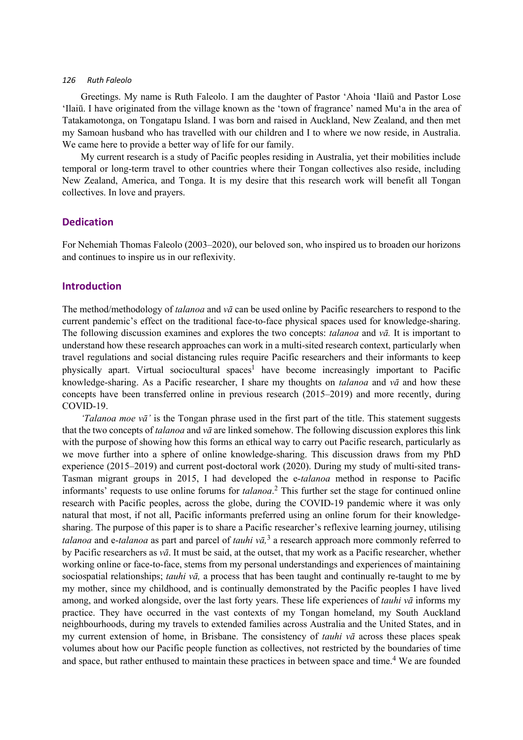Greetings. My name is Ruth Faleolo. I am the daughter of Pastor ʻAhoia ʻIlaiū and Pastor Lose ʻIlaiū. I have originated from the village known as the ʻtown of fragranceʼ named Muʻa in the area of Tatakamotonga, on Tongatapu Island. I was born and raised in Auckland, New Zealand, and then met my Samoan husband who has travelled with our children and I to where we now reside, in Australia. We came here to provide a better way of life for our family.

My current research is a study of Pacific peoples residing in Australia, yet their mobilities include temporal or long-term travel to other countries where their Tongan collectives also reside, including New Zealand, America, and Tonga. It is my desire that this research work will benefit all Tongan collectives. In love and prayers.

## Dedication

For Nehemiah Thomas Faleolo (2003–2020), our beloved son, who inspired us to broaden our horizons and continues to inspire us in our reflexivity.

## Introduction

The method/methodology of *talanoa* and *vā* can be used online by Pacific researchers to respond to the current pandemic's effect on the traditional face-to-face physical spaces used for knowledge-sharing. The following discussion examines and explores the two concepts: *talanoa* and *vā.* It is important to understand how these research approaches can work in a multi-sited research context, particularly when travel regulations and social distancing rules require Pacific researchers and their informants to keep physically apart. Virtual sociocultural spaces[1] have become increasingly important to Pacific knowledge-sharing. As a Pacific researcher, I share my thoughts on *talanoa* and *vā* and how these concepts have been transferred online in previous research (2015–2019) and more recently, during COVID-19.

*ʻTalanoa moe vā'* is the Tongan phrase used in the first part of the title. This statement suggests that the two concepts of *talanoa* and *vā* are linked somehow. The following discussion explores this link with the purpose of showing how this forms an ethical way to carry out Pacific research, particularly as we move further into a sphere of online knowledge-sharing. This discussion draws from my PhD experience (2015–2019) and current post-doctoral work (2020). During my study of multi-sited trans-Tasman migrant groups in 2015, I had developed the e-*talanoa* method in response to Pacific informants' requests to use online forums for *talanoa*.[2] This further set the stage for continued online research with Pacific peoples, across the globe, during the COVID-19 pandemic where it was only natural that most, if not all, Pacific informants preferred using an online forum for their knowledge-sharing. The purpose of this paper is to share a Pacific researcher's reflexive learning journey, utilising *talanoa* and e-*talanoa* as part and parcel of *tauhi vā,*[3] a research approach more commonly referred to by Pacific researchers as *vā*. It must be said, at the outset, that my work as a Pacific researcher, whether working online or face-to-face, stems from my personal understandings and experiences of maintaining sociospatial relationships; *tauhi vā,* a process that has been taught and continually re-taught to me by my mother, since my childhood, and is continually demonstrated by the Pacific peoples I have lived among, and worked alongside, over the last forty years. These life experiences of *tauhi vā* informs my practice. They have occurred in the vast contexts of my Tongan homeland, my South Auckland neighbourhoods, during my travels to extended families across Australia and the United States, and in my current extension of home, in Brisbane. The consistency of *tauhi vā* across these places speak volumes about how our Pacific people function as collectives, not restricted by the boundaries of time and space, but rather enthused to maintain these practices in between space and time.[4] We are founded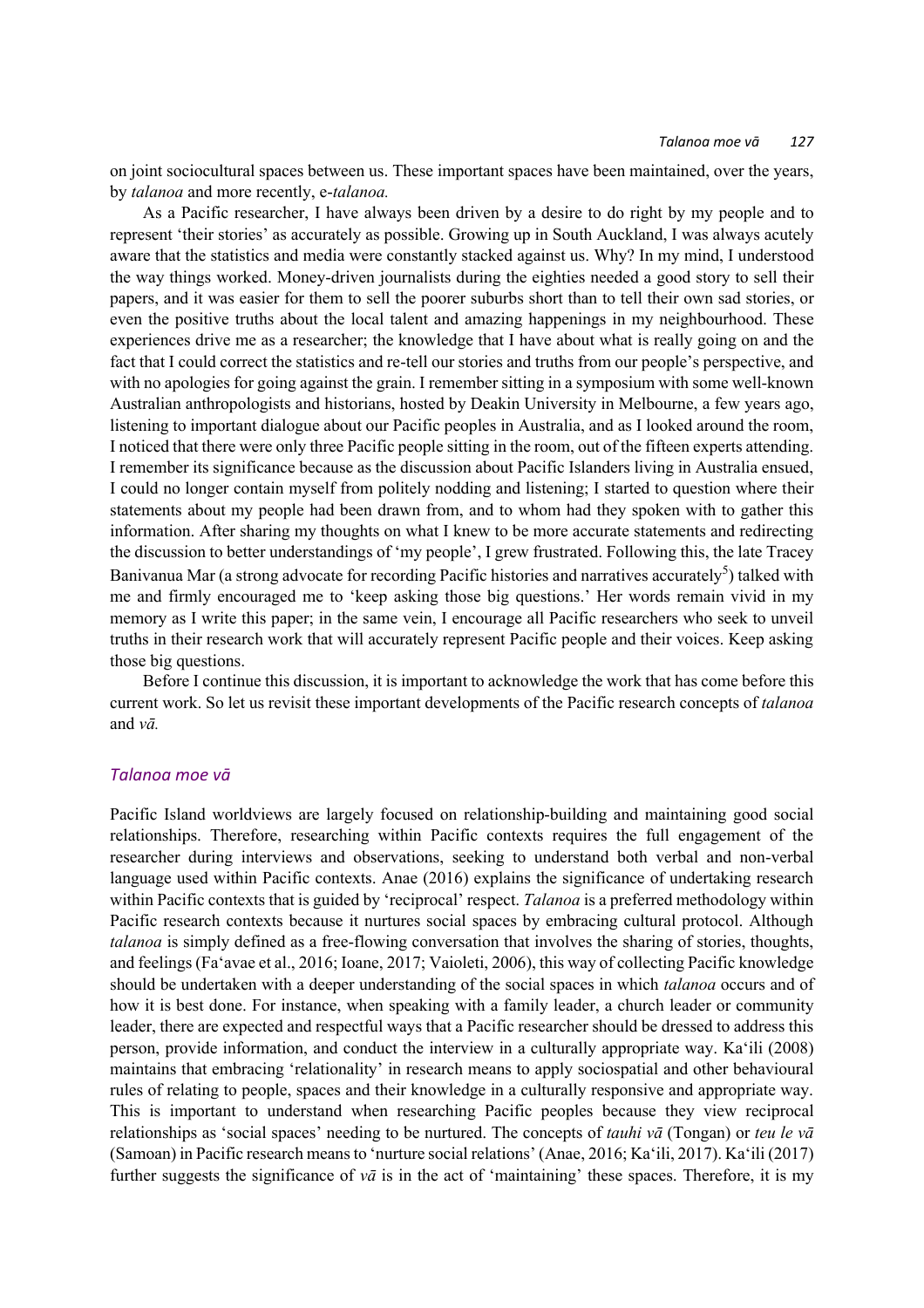on joint sociocultural spaces between us. These important spaces have been maintained, over the years, by *talanoa* and more recently, e-*talanoa.*

As a Pacific researcher, I have always been driven by a desire to do right by my people and to represent 'their stories' as accurately as possible. Growing up in South Auckland, I was always acutely aware that the statistics and media were constantly stacked against us. Why? In my mind, I understood the way things worked. Money-driven journalists during the eighties needed a good story to sell their papers, and it was easier for them to sell the poorer suburbs short than to tell their own sad stories, or even the positive truths about the local talent and amazing happenings in my neighbourhood. These experiences drive me as a researcher; the knowledge that I have about what is really going on and the fact that I could correct the statistics and re-tell our stories and truths from our people's perspective, and with no apologies for going against the grain. I remember sitting in a symposium with some well-known Australian anthropologists and historians, hosted by Deakin University in Melbourne, a few years ago, listening to important dialogue about our Pacific peoples in Australia, and as I looked around the room, I noticed that there were only three Pacific people sitting in the room, out of the fifteen experts attending. I remember its significance because as the discussion about Pacific Islanders living in Australia ensued, I could no longer contain myself from politely nodding and listening; I started to question where their statements about my people had been drawn from, and to whom had they spoken with to gather this information. After sharing my thoughts on what I knew to be more accurate statements and redirecting the discussion to better understandings of 'my people', I grew frustrated. Following this, the late Tracey Banivanua Mar (a strong advocate for recording Pacific histories and narratives accurately[5]) talked with me and firmly encouraged me to 'keep asking those big questions.' Her words remain vivid in my memory as I write this paper; in the same vein, I encourage all Pacific researchers who seek to unveil truths in their research work that will accurately represent Pacific people and their voices. Keep asking those big questions.

Before I continue this discussion, it is important to acknowledge the work that has come before this current work. So let us revisit these important developments of the Pacific research concepts of *talanoa* and *vā.*

## *Talanoa moe vā*

Pacific Island worldviews are largely focused on relationship-building and maintaining good social relationships. Therefore, researching within Pacific contexts requires the full engagement of the researcher during interviews and observations, seeking to understand both verbal and non-verbal language used within Pacific contexts. Anae (2016) explains the significance of undertaking research within Pacific contexts that is guided by 'reciprocal' respect. *Talanoa* is a preferred methodology within Pacific research contexts because it nurtures social spaces by embracing cultural protocol. Although *talanoa* is simply defined as a free-flowing conversation that involves the sharing of stories, thoughts, and feelings (Fa'avae et al., 2016; Ioane, 2017; Vaioleti, 2006), this way of collecting Pacific knowledge should be undertaken with a deeper understanding of the social spaces in which *talanoa* occurs and of how it is best done. For instance, when speaking with a family leader, a church leader or community leader, there are expected and respectful ways that a Pacific researcher should be dressed to address this person, provide information, and conduct the interview in a culturally appropriate way. Ka'ili (2008) maintains that embracing 'relationality' in research means to apply sociospatial and other behavioural rules of relating to people, spaces and their knowledge in a culturally responsive and appropriate way. This is important to understand when researching Pacific peoples because they view reciprocal relationships as 'social spaces' needing to be nurtured. The concepts of *tauhi vā* (Tongan) or *teu le vā* (Samoan) in Pacific research means to 'nurture social relations' (Anae, 2016; Ka'ili, 2017). Ka'ili (2017) further suggests the significance of *vā* is in the act of 'maintaining' these spaces. Therefore, it is my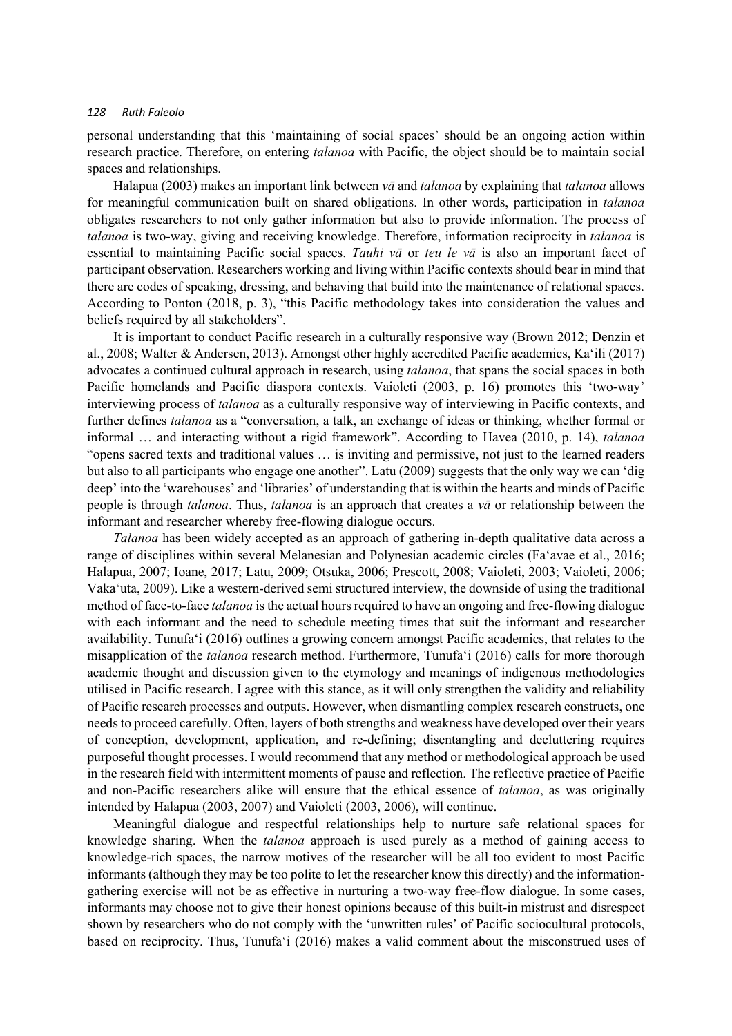personal understanding that this 'maintaining of social spaces' should be an ongoing action within research practice. Therefore, on entering *talanoa* with Pacific, the object should be to maintain social spaces and relationships.

Halapua (2003) makes an important link between *vā* and *talanoa* by explaining that *talanoa* allows for meaningful communication built on shared obligations. In other words, participation in *talanoa* obligates researchers to not only gather information but also to provide information. The process of *talanoa* is two-way, giving and receiving knowledge. Therefore, information reciprocity in *talanoa* is essential to maintaining Pacific social spaces. *Tauhi vā* or *teu le vā* is also an important facet of participant observation. Researchers working and living within Pacific contexts should bear in mind that there are codes of speaking, dressing, and behaving that build into the maintenance of relational spaces. According to Ponton (2018, p. 3), "this Pacific methodology takes into consideration the values and beliefs required by all stakeholders".

It is important to conduct Pacific research in a culturally responsive way (Brown 2012; Denzin et al., 2008; Walter & Andersen, 2013). Amongst other highly accredited Pacific academics, Ka'ili (2017) advocates a continued cultural approach in research, using *talanoa*, that spans the social spaces in both Pacific homelands and Pacific diaspora contexts. Vaioleti (2003, p. 16) promotes this 'two-way' interviewing process of *talanoa* as a culturally responsive way of interviewing in Pacific contexts, and further defines *talanoa* as a "conversation, a talk, an exchange of ideas or thinking, whether formal or informal … and interacting without a rigid framework". According to Havea (2010, p. 14), *talanoa* "opens sacred texts and traditional values … is inviting and permissive, not just to the learned readers but also to all participants who engage one another". Latu (2009) suggests that the only way we can 'dig deep' into the 'warehouses' and 'libraries' of understanding that is within the hearts and minds of Pacific people is through *talanoa*. Thus, *talanoa* is an approach that creates a *vā* or relationship between the informant and researcher whereby free-flowing dialogue occurs.

*Talanoa* has been widely accepted as an approach of gathering in-depth qualitative data across a range of disciplines within several Melanesian and Polynesian academic circles (Fa'avae et al., 2016; Halapua, 2007; Ioane, 2017; Latu, 2009; Otsuka, 2006; Prescott, 2008; Vaioleti, 2003; Vaioleti, 2006; Vaka'uta, 2009). Like a western-derived semi structured interview, the downside of using the traditional method of face-to-face *talanoa* is the actual hours required to have an ongoing and free-flowing dialogue with each informant and the need to schedule meeting times that suit the informant and researcher availability. Tunufa'i (2016) outlines a growing concern amongst Pacific academics, that relates to the misapplication of the *talanoa* research method. Furthermore, Tunufa'i (2016) calls for more thorough academic thought and discussion given to the etymology and meanings of indigenous methodologies utilised in Pacific research. I agree with this stance, as it will only strengthen the validity and reliability of Pacific research processes and outputs. However, when dismantling complex research constructs, one needs to proceed carefully. Often, layers of both strengths and weakness have developed over their years of conception, development, application, and re-defining; disentangling and decluttering requires purposeful thought processes. I would recommend that any method or methodological approach be used in the research field with intermittent moments of pause and reflection. The reflective practice of Pacific and non-Pacific researchers alike will ensure that the ethical essence of *talanoa*, as was originally intended by Halapua (2003, 2007) and Vaioleti (2003, 2006), will continue.

Meaningful dialogue and respectful relationships help to nurture safe relational spaces for knowledge sharing. When the *talanoa* approach is used purely as a method of gaining access to knowledge-rich spaces, the narrow motives of the researcher will be all too evident to most Pacific informants (although they may be too polite to let the researcher know this directly) and the information-gathering exercise will not be as effective in nurturing a two-way free-flow dialogue. In some cases, informants may choose not to give their honest opinions because of this built-in mistrust and disrespect shown by researchers who do not comply with the 'unwritten rules' of Pacific sociocultural protocols, based on reciprocity. Thus, Tunufa'i (2016) makes a valid comment about the misconstrued uses of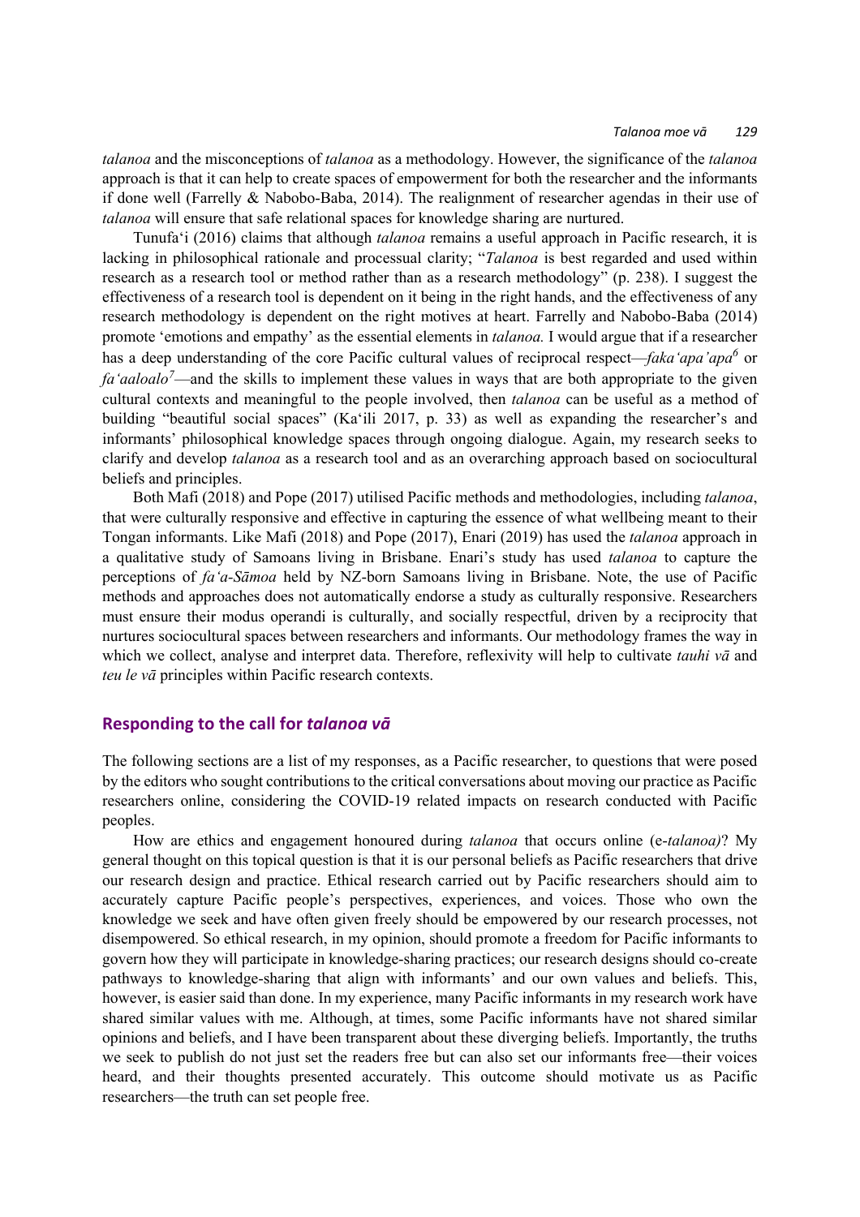*talanoa* and the misconceptions of *talanoa* as a methodology. However, the significance of the *talanoa* approach is that it can help to create spaces of empowerment for both the researcher and the informants if done well (Farrelly & Nabobo-Baba, 2014). The realignment of researcher agendas in their use of *talanoa* will ensure that safe relational spaces for knowledge sharing are nurtured.

Tunufa'i (2016) claims that although *talanoa* remains a useful approach in Pacific research, it is lacking in philosophical rationale and processual clarity; "*Talanoa* is best regarded and used within research as a research tool or method rather than as a research methodology" (p. 238). I suggest the effectiveness of a research tool is dependent on it being in the right hands, and the effectiveness of any research methodology is dependent on the right motives at heart. Farrelly and Nabobo-Baba (2014) promote 'emotions and empathy' as the essential elements in *talanoa.* I would argue that if a researcher has a deep understanding of the core Pacific cultural values of reciprocal respect—*faka'apa'apa*[6] or *fa'aaloalo*[7]—and the skills to implement these values in ways that are both appropriate to the given cultural contexts and meaningful to the people involved, then *talanoa* can be useful as a method of building "beautiful social spaces" (Ka'ili 2017, p. 33) as well as expanding the researcher's and informants' philosophical knowledge spaces through ongoing dialogue. Again, my research seeks to clarify and develop *talanoa* as a research tool and as an overarching approach based on sociocultural beliefs and principles.

Both Mafi (2018) and Pope (2017) utilised Pacific methods and methodologies, including *talanoa*, that were culturally responsive and effective in capturing the essence of what wellbeing meant to their Tongan informants. Like Mafi (2018) and Pope (2017), Enari (2019) has used the *talanoa* approach in a qualitative study of Samoans living in Brisbane. Enari's study has used *talanoa* to capture the perceptions of *fa'a-Sāmoa* held by NZ-born Samoans living in Brisbane. Note, the use of Pacific methods and approaches does not automatically endorse a study as culturally responsive. Researchers must ensure their modus operandi is culturally, and socially respectful, driven by a reciprocity that nurtures sociocultural spaces between researchers and informants. Our methodology frames the way in which we collect, analyse and interpret data. Therefore, reflexivity will help to cultivate *tauhi vā* and *teu le vā* principles within Pacific research contexts.

## Responding to the call for *talanoa vā*

The following sections are a list of my responses, as a Pacific researcher, to questions that were posed by the editors who sought contributions to the critical conversations about moving our practice as Pacific researchers online, considering the COVID-19 related impacts on research conducted with Pacific peoples.

How are ethics and engagement honoured during *talanoa* that occurs online (e-*talanoa)*? My general thought on this topical question is that it is our personal beliefs as Pacific researchers that drive our research design and practice. Ethical research carried out by Pacific researchers should aim to accurately capture Pacific people's perspectives, experiences, and voices. Those who own the knowledge we seek and have often given freely should be empowered by our research processes, not disempowered. So ethical research, in my opinion, should promote a freedom for Pacific informants to govern how they will participate in knowledge-sharing practices; our research designs should co-create pathways to knowledge-sharing that align with informants' and our own values and beliefs. This, however, is easier said than done. In my experience, many Pacific informants in my research work have shared similar values with me. Although, at times, some Pacific informants have not shared similar opinions and beliefs, and I have been transparent about these diverging beliefs. Importantly, the truths we seek to publish do not just set the readers free but can also set our informants free—their voices heard, and their thoughts presented accurately. This outcome should motivate us as Pacific researchers—the truth can set people free.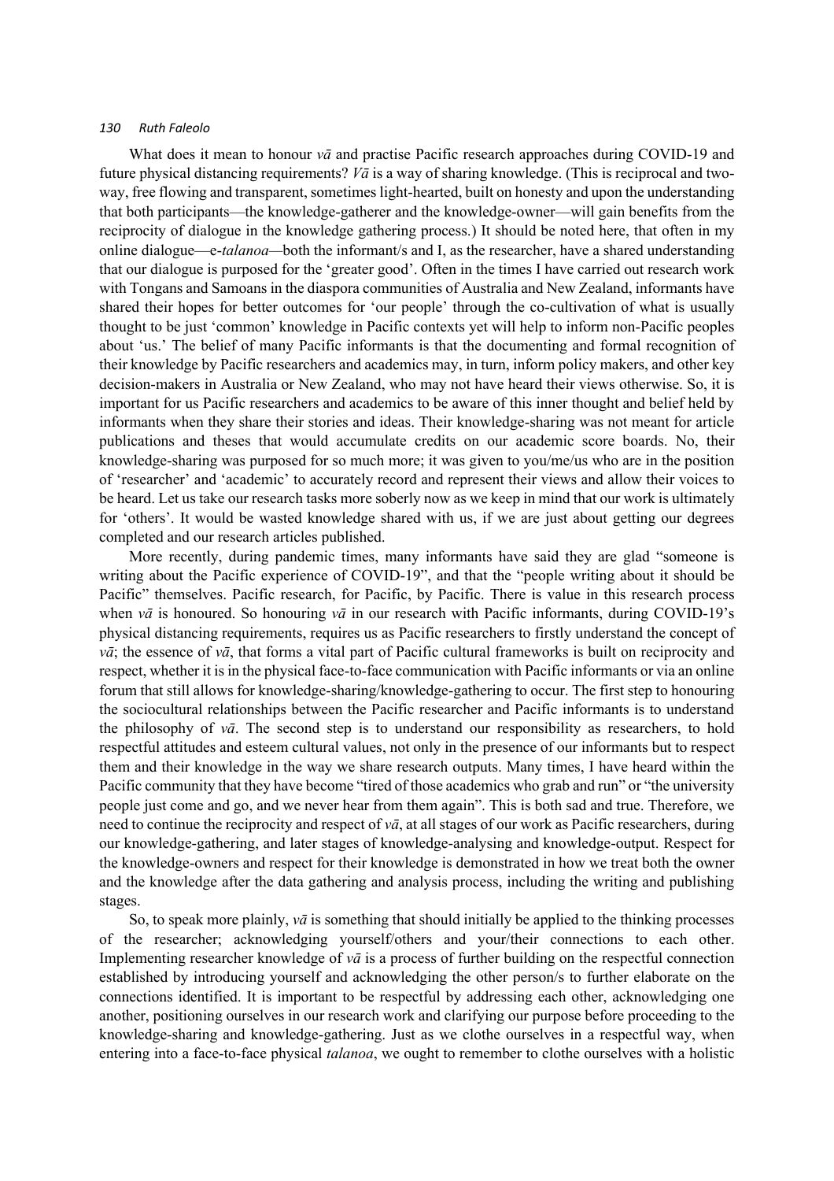What does it mean to honour *vā* and practise Pacific research approaches during COVID-19 and future physical distancing requirements? *Vā* is a way of sharing knowledge. (This is reciprocal and two-way, free flowing and transparent, sometimes light-hearted, built on honesty and upon the understanding that both participants—the knowledge-gatherer and the knowledge-owner—will gain benefits from the reciprocity of dialogue in the knowledge gathering process.) It should be noted here, that often in my online dialogue—e-*talanoa*—both the informant/s and I, as the researcher, have a shared understanding that our dialogue is purposed for the 'greater good'. Often in the times I have carried out research work with Tongans and Samoans in the diaspora communities of Australia and New Zealand, informants have shared their hopes for better outcomes for 'our people' through the co-cultivation of what is usually thought to be just 'common' knowledge in Pacific contexts yet will help to inform non-Pacific peoples about 'us.' The belief of many Pacific informants is that the documenting and formal recognition of their knowledge by Pacific researchers and academics may, in turn, inform policy makers, and other key decision-makers in Australia or New Zealand, who may not have heard their views otherwise. So, it is important for us Pacific researchers and academics to be aware of this inner thought and belief held by informants when they share their stories and ideas. Their knowledge-sharing was not meant for article publications and theses that would accumulate credits on our academic score boards. No, their knowledge-sharing was purposed for so much more; it was given to you/me/us who are in the position of 'researcher' and 'academic' to accurately record and represent their views and allow their voices to be heard. Let us take our research tasks more soberly now as we keep in mind that our work is ultimately for 'others'. It would be wasted knowledge shared with us, if we are just about getting our degrees completed and our research articles published.

More recently, during pandemic times, many informants have said they are glad "someone is writing about the Pacific experience of COVID-19", and that the "people writing about it should be Pacific" themselves. Pacific research, for Pacific, by Pacific. There is value in this research process when *vā* is honoured. So honouring *vā* in our research with Pacific informants, during COVID-19's physical distancing requirements, requires us as Pacific researchers to firstly understand the concept of *vā*; the essence of *vā*, that forms a vital part of Pacific cultural frameworks is built on reciprocity and respect, whether it is in the physical face-to-face communication with Pacific informants or via an online forum that still allows for knowledge-sharing/knowledge-gathering to occur. The first step to honouring the sociocultural relationships between the Pacific researcher and Pacific informants is to understand the philosophy of *vā*. The second step is to understand our responsibility as researchers, to hold respectful attitudes and esteem cultural values, not only in the presence of our informants but to respect them and their knowledge in the way we share research outputs. Many times, I have heard within the Pacific community that they have become "tired of those academics who grab and run" or "the university people just come and go, and we never hear from them again". This is both sad and true. Therefore, we need to continue the reciprocity and respect of *vā*, at all stages of our work as Pacific researchers, during our knowledge-gathering, and later stages of knowledge-analysing and knowledge-output. Respect for the knowledge-owners and respect for their knowledge is demonstrated in how we treat both the owner and the knowledge after the data gathering and analysis process, including the writing and publishing stages.

So, to speak more plainly, *vā* is something that should initially be applied to the thinking processes of the researcher; acknowledging yourself/others and your/their connections to each other. Implementing researcher knowledge of *vā* is a process of further building on the respectful connection established by introducing yourself and acknowledging the other person/s to further elaborate on the connections identified. It is important to be respectful by addressing each other, acknowledging one another, positioning ourselves in our research work and clarifying our purpose before proceeding to the knowledge-sharing and knowledge-gathering. Just as we clothe ourselves in a respectful way, when entering into a face-to-face physical *talanoa*, we ought to remember to clothe ourselves with a holistic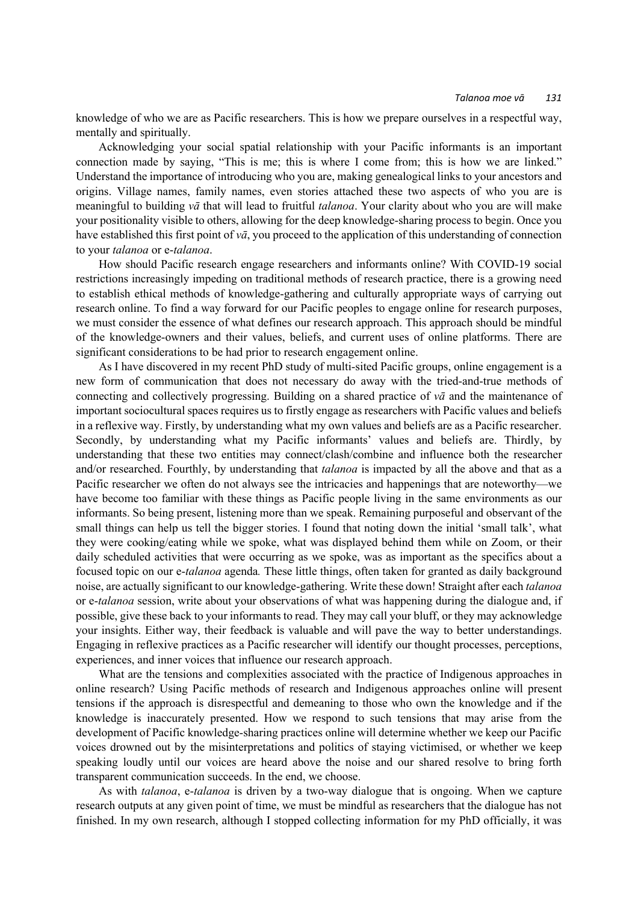knowledge of who we are as Pacific researchers. This is how we prepare ourselves in a respectful way, mentally and spiritually.

Acknowledging your social spatial relationship with your Pacific informants is an important connection made by saying, "This is me; this is where I come from; this is how we are linked." Understand the importance of introducing who you are, making genealogical links to your ancestors and origins. Village names, family names, even stories attached these two aspects of who you are is meaningful to building *vā* that will lead to fruitful *talanoa*. Your clarity about who you are will make your positionality visible to others, allowing for the deep knowledge-sharing process to begin. Once you have established this first point of *vā*, you proceed to the application of this understanding of connection to your *talanoa* or e-*talanoa*.

How should Pacific research engage researchers and informants online? With COVID-19 social restrictions increasingly impeding on traditional methods of research practice, there is a growing need to establish ethical methods of knowledge-gathering and culturally appropriate ways of carrying out research online. To find a way forward for our Pacific peoples to engage online for research purposes, we must consider the essence of what defines our research approach. This approach should be mindful of the knowledge-owners and their values, beliefs, and current uses of online platforms. There are significant considerations to be had prior to research engagement online.

As I have discovered in my recent PhD study of multi-sited Pacific groups, online engagement is a new form of communication that does not necessary do away with the tried-and-true methods of connecting and collectively progressing. Building on a shared practice of *vā* and the maintenance of important sociocultural spaces requires us to firstly engage as researchers with Pacific values and beliefs in a reflexive way. Firstly, by understanding what my own values and beliefs are as a Pacific researcher. Secondly, by understanding what my Pacific informants' values and beliefs are. Thirdly, by understanding that these two entities may connect/clash/combine and influence both the researcher and/or researched. Fourthly, by understanding that *talanoa* is impacted by all the above and that as a Pacific researcher we often do not always see the intricacies and happenings that are noteworthy—we have become too familiar with these things as Pacific people living in the same environments as our informants. So being present, listening more than we speak. Remaining purposeful and observant of the small things can help us tell the bigger stories. I found that noting down the initial 'small talk', what they were cooking/eating while we spoke, what was displayed behind them while on Zoom, or their daily scheduled activities that were occurring as we spoke, was as important as the specifics about a focused topic on our e-*talanoa* agenda*.* These little things, often taken for granted as daily background noise, are actually significant to our knowledge-gathering. Write these down! Straight after each *talanoa* or e-*talanoa* session, write about your observations of what was happening during the dialogue and, if possible, give these back to your informants to read. They may call your bluff, or they may acknowledge your insights. Either way, their feedback is valuable and will pave the way to better understandings. Engaging in reflexive practices as a Pacific researcher will identify our thought processes, perceptions, experiences, and inner voices that influence our research approach.

What are the tensions and complexities associated with the practice of Indigenous approaches in online research? Using Pacific methods of research and Indigenous approaches online will present tensions if the approach is disrespectful and demeaning to those who own the knowledge and if the knowledge is inaccurately presented. How we respond to such tensions that may arise from the development of Pacific knowledge-sharing practices online will determine whether we keep our Pacific voices drowned out by the misinterpretations and politics of staying victimised, or whether we keep speaking loudly until our voices are heard above the noise and our shared resolve to bring forth transparent communication succeeds. In the end, we choose.

As with *talanoa*, e-*talanoa* is driven by a two-way dialogue that is ongoing. When we capture research outputs at any given point of time, we must be mindful as researchers that the dialogue has not finished. In my own research, although I stopped collecting information for my PhD officially, it was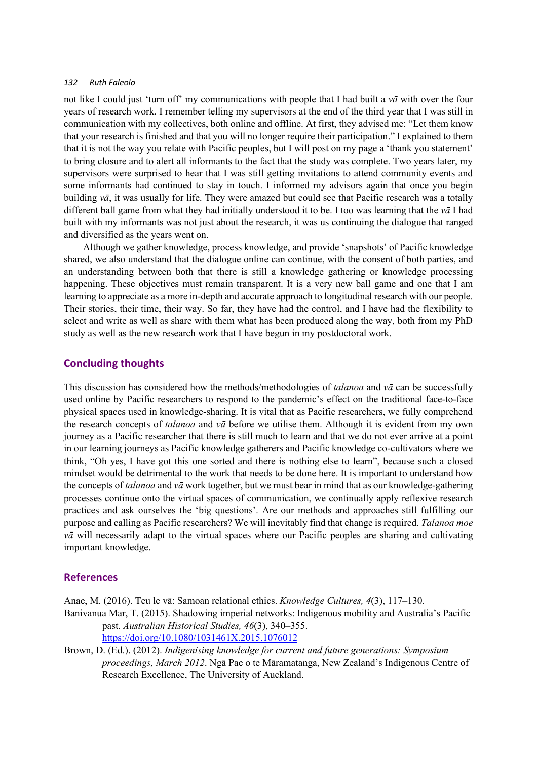not like I could just 'turn off' my communications with people that I had built a *vā* with over the four years of research work. I remember telling my supervisors at the end of the third year that I was still in communication with my collectives, both online and offline. At first, they advised me: "Let them know that your research is finished and that you will no longer require their participation." I explained to them that it is not the way you relate with Pacific peoples, but I will post on my page a 'thank you statement' to bring closure and to alert all informants to the fact that the study was complete. Two years later, my supervisors were surprised to hear that I was still getting invitations to attend community events and some informants had continued to stay in touch. I informed my advisors again that once you begin building *vā*, it was usually for life. They were amazed but could see that Pacific research was a totally different ball game from what they had initially understood it to be. I too was learning that the *vā* I had built with my informants was not just about the research, it was us continuing the dialogue that ranged and diversified as the years went on.

Although we gather knowledge, process knowledge, and provide 'snapshots' of Pacific knowledge shared, we also understand that the dialogue online can continue, with the consent of both parties, and an understanding between both that there is still a knowledge gathering or knowledge processing happening. These objectives must remain transparent. It is a very new ball game and one that I am learning to appreciate as a more in-depth and accurate approach to longitudinal research with our people. Their stories, their time, their way. So far, they have had the control, and I have had the flexibility to select and write as well as share with them what has been produced along the way, both from my PhD study as well as the new research work that I have begun in my postdoctoral work.

## Concluding thoughts

This discussion has considered how the methods/methodologies of *talanoa* and *vā* can be successfully used online by Pacific researchers to respond to the pandemic's effect on the traditional face-to-face physical spaces used in knowledge-sharing. It is vital that as Pacific researchers, we fully comprehend the research concepts of *talanoa* and *vā* before we utilise them. Although it is evident from my own journey as a Pacific researcher that there is still much to learn and that we do not ever arrive at a point in our learning journeys as Pacific knowledge gatherers and Pacific knowledge co-cultivators where we think, "Oh yes, I have got this one sorted and there is nothing else to learn", because such a closed mindset would be detrimental to the work that needs to be done here. It is important to understand how the concepts of *talanoa* and *vā* work together, but we must bear in mind that as our knowledge-gathering processes continue onto the virtual spaces of communication, we continually apply reflexive research practices and ask ourselves the 'big questions'. Are our methods and approaches still fulfilling our purpose and calling as Pacific researchers? We will inevitably find that change is required. *Talanoa moe vā* will necessarily adapt to the virtual spaces where our Pacific peoples are sharing and cultivating important knowledge.

## References

Anae, M. (2016). Teu le vā: Samoan relational ethics. *Knowledge Cultures, 4*(3), 117–130.

Banivanua Mar, T. (2015). Shadowing imperial networks: Indigenous mobility and Australia's Pacific past. *Australian Historical Studies, 46*(3), 340–355. https://doi.org/10.1080/1031461X.2015.1076012

Brown, D. (Ed.). (2012). *Indigenising knowledge for current and future generations: Symposium proceedings, March 2012*. Ngā Pae o te Māramatanga, New Zealand's Indigenous Centre of Research Excellence, The University of Auckland.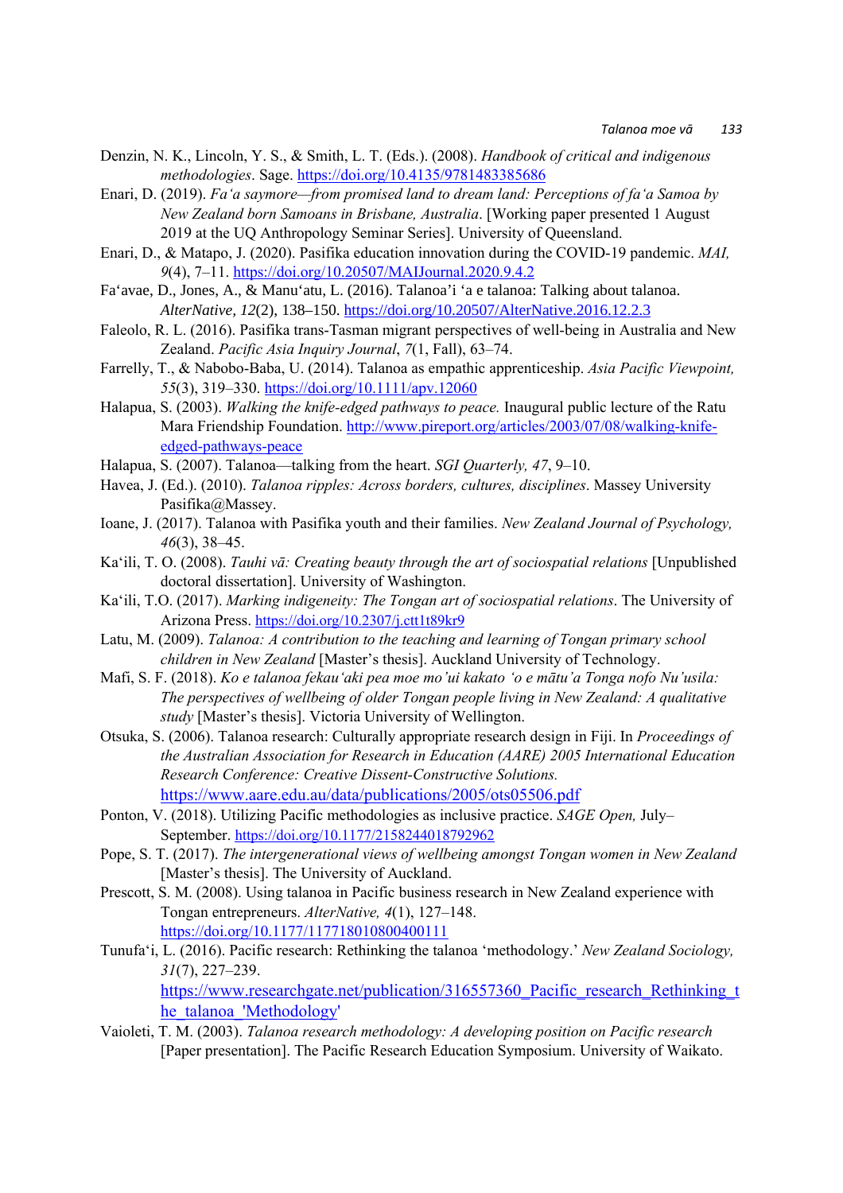Denzin, N. K., Lincoln, Y. S., & Smith, L. T. (Eds.). (2008). *Handbook of critical and indigenous methodologies*. Sage. https://doi.org/10.4135/9781483385686

Enari, D. (2019). *Fa'a saymore—from promised land to dream land: Perceptions of fa'a Samoa by New Zealand born Samoans in Brisbane, Australia*. [Working paper presented 1 August 2019 at the UQ Anthropology Seminar Series]. University of Queensland.

Enari, D., & Matapo, J. (2020). Pasifika education innovation during the COVID-19 pandemic. *MAI, 9*(4), 7–11. https://doi.org/10.20507/MAIJournal.2020.9.4.2

Fa'avae, D., Jones, A., & Manu'atu, L. (2016). Talanoa'i 'a e talanoa: Talking about talanoa. *AlterNative, 12*(2), 138–150. https://doi.org/10.20507/AlterNative.2016.12.2.3

Faleolo, R. L. (2016). Pasifika trans-Tasman migrant perspectives of well-being in Australia and New Zealand. *Pacific Asia Inquiry Journal*, *7*(1, Fall), 63–74.

Farrelly, T., & Nabobo-Baba, U. (2014). Talanoa as empathic apprenticeship. *Asia Pacific Viewpoint, 55*(3), 319–330. https://doi.org/10.1111/apv.12060

Halapua, S. (2003). *Walking the knife-edged pathways to peace.* Inaugural public lecture of the Ratu Mara Friendship Foundation. http://www.pireport.org/articles/2003/07/08/walking-knife-edged-pathways-peace

Halapua, S. (2007). Talanoa—talking from the heart. *SGI Quarterly, 47*, 9–10.

Havea, J. (Ed.). (2010). *Talanoa ripples: Across borders, cultures, disciplines*. Massey University Pasifika@Massey.

Ioane, J. (2017). Talanoa with Pasifika youth and their families. *New Zealand Journal of Psychology, 46*(3), 38–45.

Ka'ili, T. O. (2008). *Tauhi vā: Creating beauty through the art of sociospatial relations* [Unpublished doctoral dissertation]. University of Washington.

Ka'ili, T.O. (2017). *Marking indigeneity: The Tongan art of sociospatial relations*. The University of Arizona Press. https://doi.org/10.2307/j.ctt1t89kr9

Latu, M. (2009). *Talanoa: A contribution to the teaching and learning of Tongan primary school children in New Zealand* [Master's thesis]. Auckland University of Technology.

Mafi, S. F. (2018). *Ko e talanoa fekau'aki pea moe mo'ui kakato 'o e mātu'a Tonga nofo Nu'usila: The perspectives of wellbeing of older Tongan people living in New Zealand: A qualitative study* [Master's thesis]. Victoria University of Wellington.

Otsuka, S. (2006). Talanoa research: Culturally appropriate research design in Fiji. In *Proceedings of the Australian Association for Research in Education (AARE) 2005 International Education Research Conference: Creative Dissent-Constructive Solutions.* https://www.aare.edu.au/data/publications/2005/ots05506.pdf

Ponton, V. (2018). Utilizing Pacific methodologies as inclusive practice. *SAGE Open,* July–September. https://doi.org/10.1177/2158244018792962

Pope, S. T. (2017). *The intergenerational views of wellbeing amongst Tongan women in New Zealand* [Master's thesis]. The University of Auckland.

Prescott, S. M. (2008). Using talanoa in Pacific business research in New Zealand experience with Tongan entrepreneurs. *AlterNative, 4*(1), 127–148. https://doi.org/10.1177/117718010800400111

Tunufa'i, L. (2016). Pacific research: Rethinking the talanoa 'methodology.' *New Zealand Sociology, 31*(7), 227–239. https://www.researchgate.net/publication/316557360_Pacific_research_Rethinking_the_talanoa_'Methodology'

Vaioleti, T. M. (2003). *Talanoa research methodology: A developing position on Pacific research* [Paper presentation]. The Pacific Research Education Symposium. University of Waikato.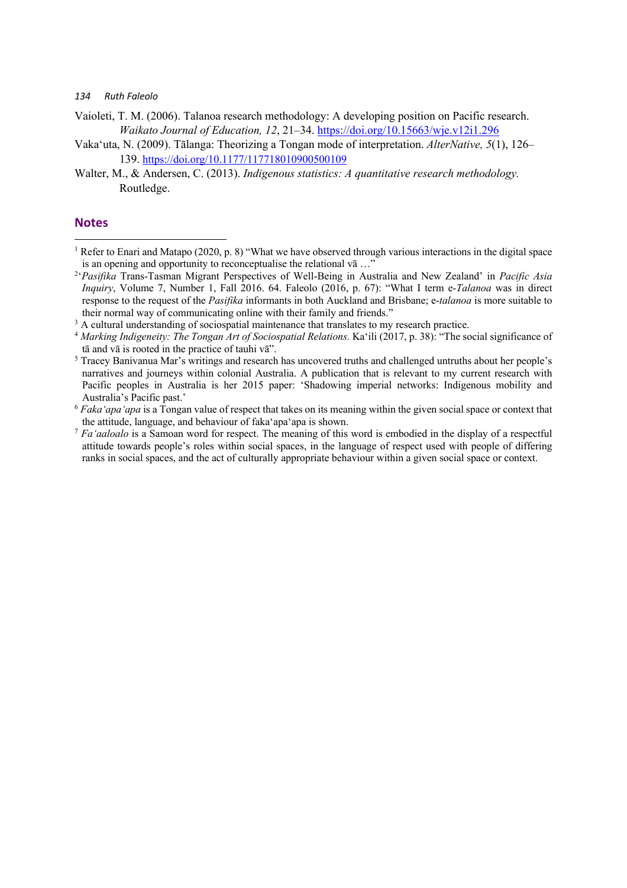Vaioleti, T. M. (2006). Talanoa research methodology: A developing position on Pacific research. *Waikato Journal of Education, 12*, 21–34. https://doi.org/10.15663/wje.v12i1.296

Vakaʻuta, N. (2009). Tālanga: Theorizing a Tongan mode of interpretation. *AlterNative, 5*(1), 126–139. https://doi.org/10.1177/117718010900500109

Walter, M., & Andersen, C. (2013). *Indigenous statistics: A quantitative research methodology.* Routledge.

## Notes

[1] Refer to Enari and Matapo (2020, p. 8) "What we have observed through various interactions in the digital space is an opening and opportunity to reconceptualise the relational vā …"

[2] '*Pasifika* Trans-Tasman Migrant Perspectives of Well-Being in Australia and New Zealand' in *Pacific Asia Inquiry*, Volume 7, Number 1, Fall 2016. 64. Faleolo (2016, p. 67): "What I term e-*Talanoa* was in direct response to the request of the *Pasifika* informants in both Auckland and Brisbane; e-*talanoa* is more suitable to their normal way of communicating online with their family and friends."

[3] A cultural understanding of sociospatial maintenance that translates to my research practice.

[4] *Marking Indigeneity: The Tongan Art of Sociospatial Relations.* Kaʻili (2017, p. 38): "The social significance of tā and vā is rooted in the practice of tauhi vā".

[5] Tracey Banivanua Mar's writings and research has uncovered truths and challenged untruths about her people's narratives and journeys within colonial Australia. A publication that is relevant to my current research with Pacific peoples in Australia is her 2015 paper: 'Shadowing imperial networks: Indigenous mobility and Australia's Pacific past.'

[6] *Fakaʻapaʻapa* is a Tongan value of respect that takes on its meaning within the given social space or context that the attitude, language, and behaviour of fakaʻapaʻapa is shown.

[7] *Faʻaaloalo* is a Samoan word for respect. The meaning of this word is embodied in the display of a respectful attitude towards people's roles within social spaces, in the language of respect used with people of differing ranks in social spaces, and the act of culturally appropriate behaviour within a given social space or context.